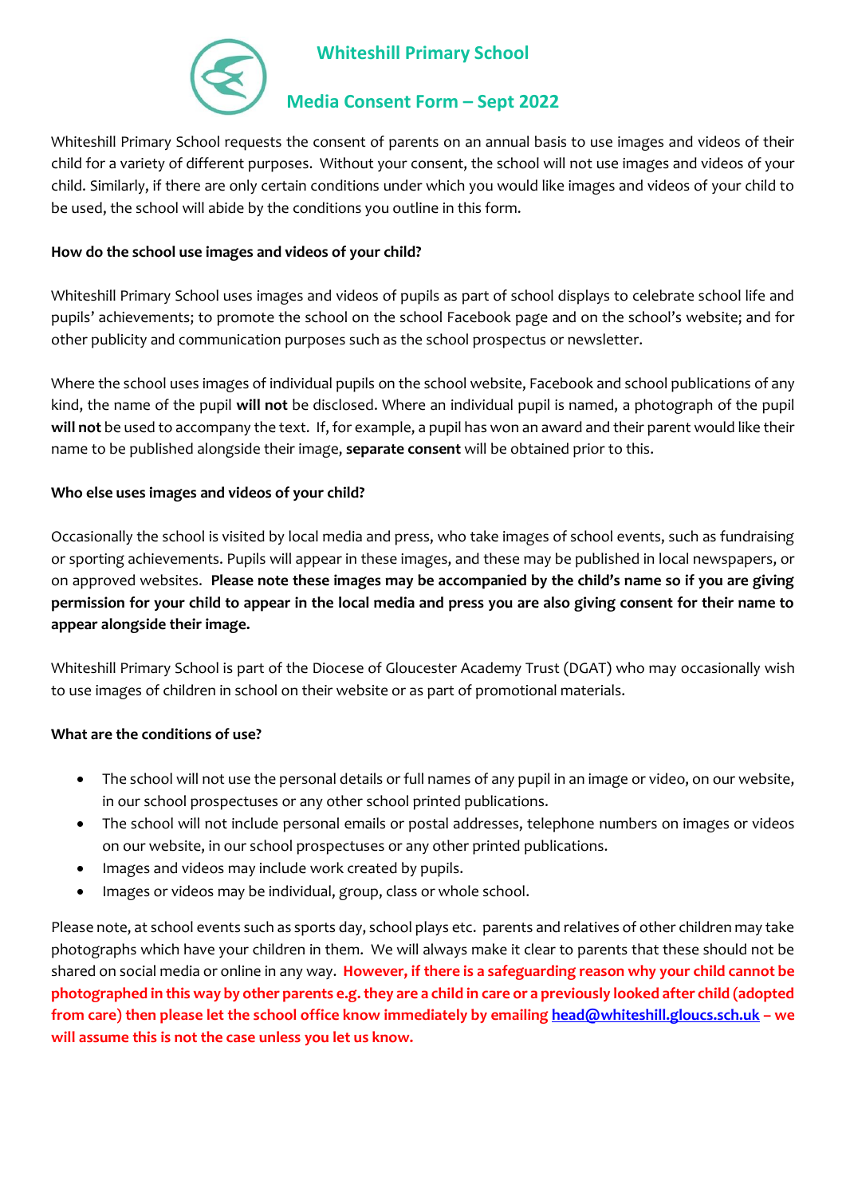# Whiteshill Primary School

## Media Consent Form – Sept 2022

Whiteshill Primary School requests the consent of parents on an annual basis to use images and videos of their child for a variety of different purposes. Without your consent, the school will not use images and videos of your child. Similarly, if there are only certain conditions under which you would like images and videos of your child to be used, the school will abide by the conditions you outline in this form.

**How do the school use images and videos of your child?**

Whiteshill Primary School uses images and videos of pupils as part of school displays to celebrate school life and pupils' achievements; to promote the school on the school Facebook page and on the school's website; and for other publicity and communication purposes such as the school prospectus or newsletter.

Where the school uses images of individual pupils on the school website, Facebook and school publications of any kind, the name of the pupil **will not** be disclosed. Where an individual pupil is named, a photograph of the pupil **will not** be used to accompany the text. If, for example, a pupil has won an award and their parent would like their name to be published alongside their image, **separate consent** will be obtained prior to this.

**Who else uses images and videos of your child?**

Occasionally the school is visited by local media and press, who take images of school events, such as fundraising or sporting achievements. Pupils will appear in these images, and these may be published in local newspapers, or on approved websites. **Please note these images may be accompanied by the child's name so if you are giving permission for your child to appear in the local media and press you are also giving consent for their name to appear alongside their image.**

Whiteshill Primary School is part of the Diocese of Gloucester Academy Trust (DGAT) who may occasionally wish to use images of children in school on their website or as part of promotional materials.

**What are the conditions of use?**

- The school will not use the personal details or full names of any pupil in an image or video, on our website, in our school prospectuses or any other school printed publications.
- The school will not include personal emails or postal addresses, telephone numbers on images or videos on our website, in our school prospectuses or any other printed publications.
- Images and videos may include work created by pupils.
- Images or videos may be individual, group, class or whole school.

Please note, at school events such as sports day, school plays etc. parents and relatives of other children may take photographs which have your children in them. We will always make it clear to parents that these should not be shared on social media or online in any way. **However, if there is a safeguarding reason why your child cannot be photographed in this way by other parents e.g. they are a child in care or a previously looked after child (adopted from care) then please let the school office know immediately by emailing head@whiteshill.gloucs.sch.uk – we will assume this is not the case unless you let us know.**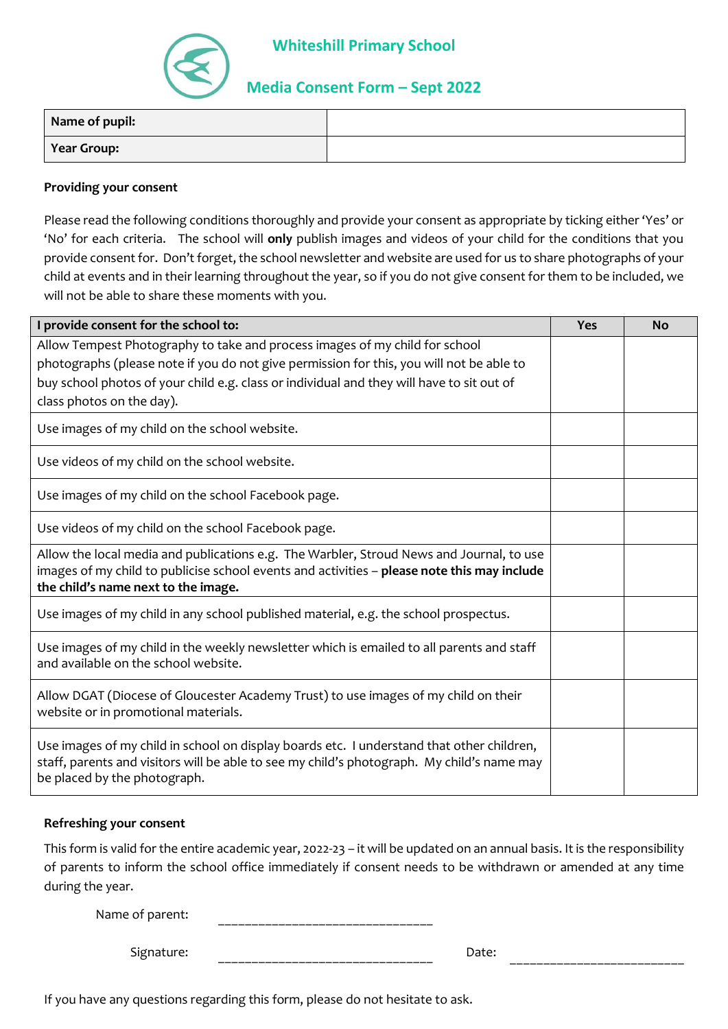# Whiteshill Primary School

## Media Consent Form – Sept 2022

| | |
|---|---|
| **Name of pupil:** | |
| **Year Group:** | |

**Providing your consent**

Please read the following conditions thoroughly and provide your consent as appropriate by ticking either 'Yes' or 'No' for each criteria. The school will **only** publish images and videos of your child for the conditions that you provide consent for. Don't forget, the school newsletter and website are used for us to share photographs of your child at events and in their learning throughout the year, so if you do not give consent for them to be included, we will not be able to share these moments with you.

| I provide consent for the school to: | Yes | No |
|---|---|---|
| Allow Tempest Photography to take and process images of my child for school photographs (please note if you do not give permission for this, you will not be able to buy school photos of your child e.g. class or individual and they will have to sit out of class photos on the day). | | |
| Use images of my child on the school website. | | |
| Use videos of my child on the school website. | | |
| Use images of my child on the school Facebook page. | | |
| Use videos of my child on the school Facebook page. | | |
| Allow the local media and publications e.g. The Warbler, Stroud News and Journal, to use images of my child to publicise school events and activities – **please note this may include the child's name next to the image.** | | |
| Use images of my child in any school published material, e.g. the school prospectus. | | |
| Use images of my child in the weekly newsletter which is emailed to all parents and staff and available on the school website. | | |
| Allow DGAT (Diocese of Gloucester Academy Trust) to use images of my child on their website or in promotional materials. | | |
| Use images of my child in school on display boards etc. I understand that other children, staff, parents and visitors will be able to see my child's photograph. My child's name may be placed by the photograph. | | |

**Refreshing your consent**

This form is valid for the entire academic year, 2022-23 – it will be updated on an annual basis. It is the responsibility of parents to inform the school office immediately if consent needs to be withdrawn or amended at any time during the year.

Name of parent: ______________________________

Signature: ______________________________ Date: ________________________

If you have any questions regarding this form, please do not hesitate to ask.